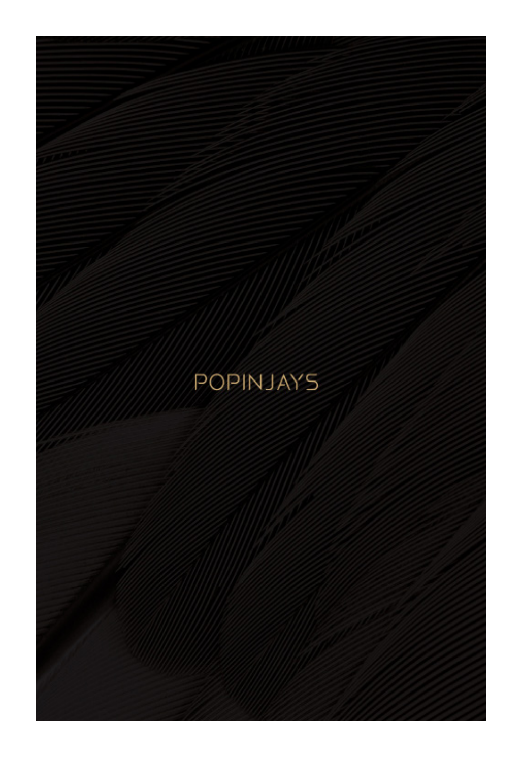# POPINJAYS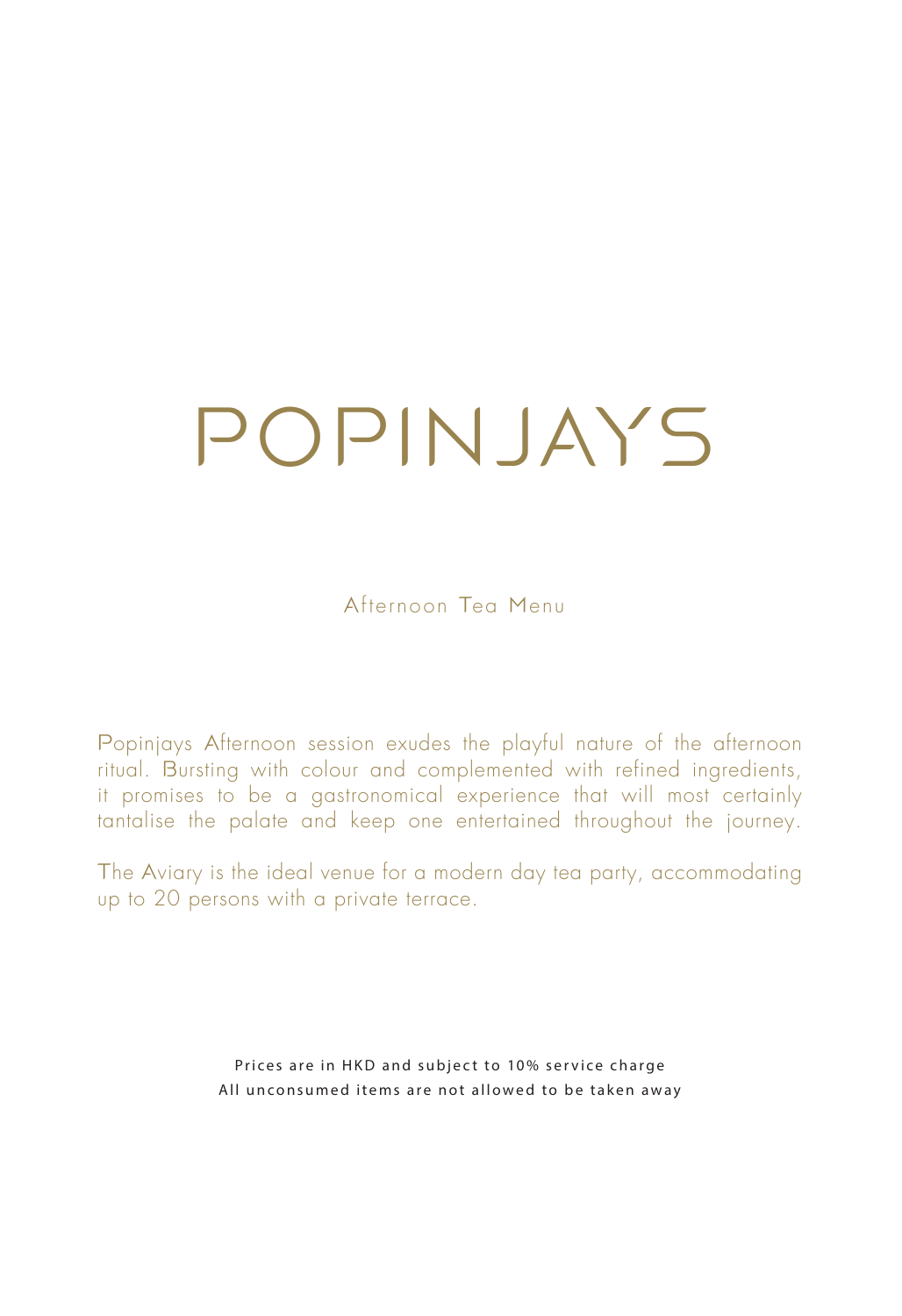# POPINJAYS

## Afternoon Tea Menu

Popinjays Afternoon session exudes the playful nature of the afternoon ritual. Bursting with colour and complemented with refined ingredients, it promises to be a gastronomical experience that will most certainly tantalise the palate and keep one entertained throughout the journey.

The Aviary is the ideal venue for a modern day tea party, accommodating up to 20 persons with a private terrace.

Prices are in HKD and subject to 10% service charge
All unconsumed items are not allowed to be taken away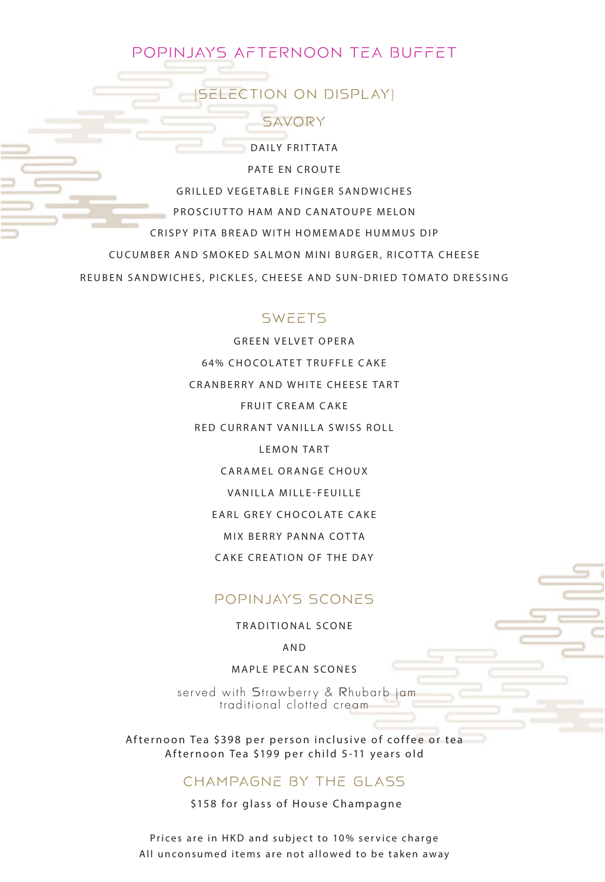# POPINJAYS AFTERNOON TEA BUFFET

(SELECTION ON DISPLAY)

## SAVORY

DAILY FRITTATA

PATE EN CROUTE

GRILLED VEGETABLE FINGER SANDWICHES

PROSCIUTTO HAM AND CANATOUPE MELON

CRISPY PITA BREAD WITH HOMEMADE HUMMUS DIP

CUCUMBER AND SMOKED SALMON MINI BURGER, RICOTTA CHEESE

REUBEN SANDWICHES, PICKLES, CHEESE AND SUN-DRIED TOMATO DRESSING

## SWEETS

GREEN VELVET OPERA

64% CHOCOLATET TRUFFLE CAKE

CRANBERRY AND WHITE CHEESE TART

FRUIT CREAM CAKE

RED CURRANT VANILLA SWISS ROLL

LEMON TART

CARAMEL ORANGE CHOUX

VANILLA MILLE-FEUILLE

EARL GREY CHOCOLATE CAKE

MIX BERRY PANNA COTTA

CAKE CREATION OF THE DAY

## POPINJAYS SCONES

TRADITIONAL SCONE

AND

MAPLE PECAN SCONES

served with Strawberry & Rhubarb jam
traditional clotted cream

Afternoon Tea $398 per person inclusive of coffee or tea
Afternoon Tea $199 per child 5-11 years old

## CHAMPAGNE BY THE GLASS

$158 for glass of House Champagne

Prices are in HKD and subject to 10% service charge
All unconsumed items are not allowed to be taken away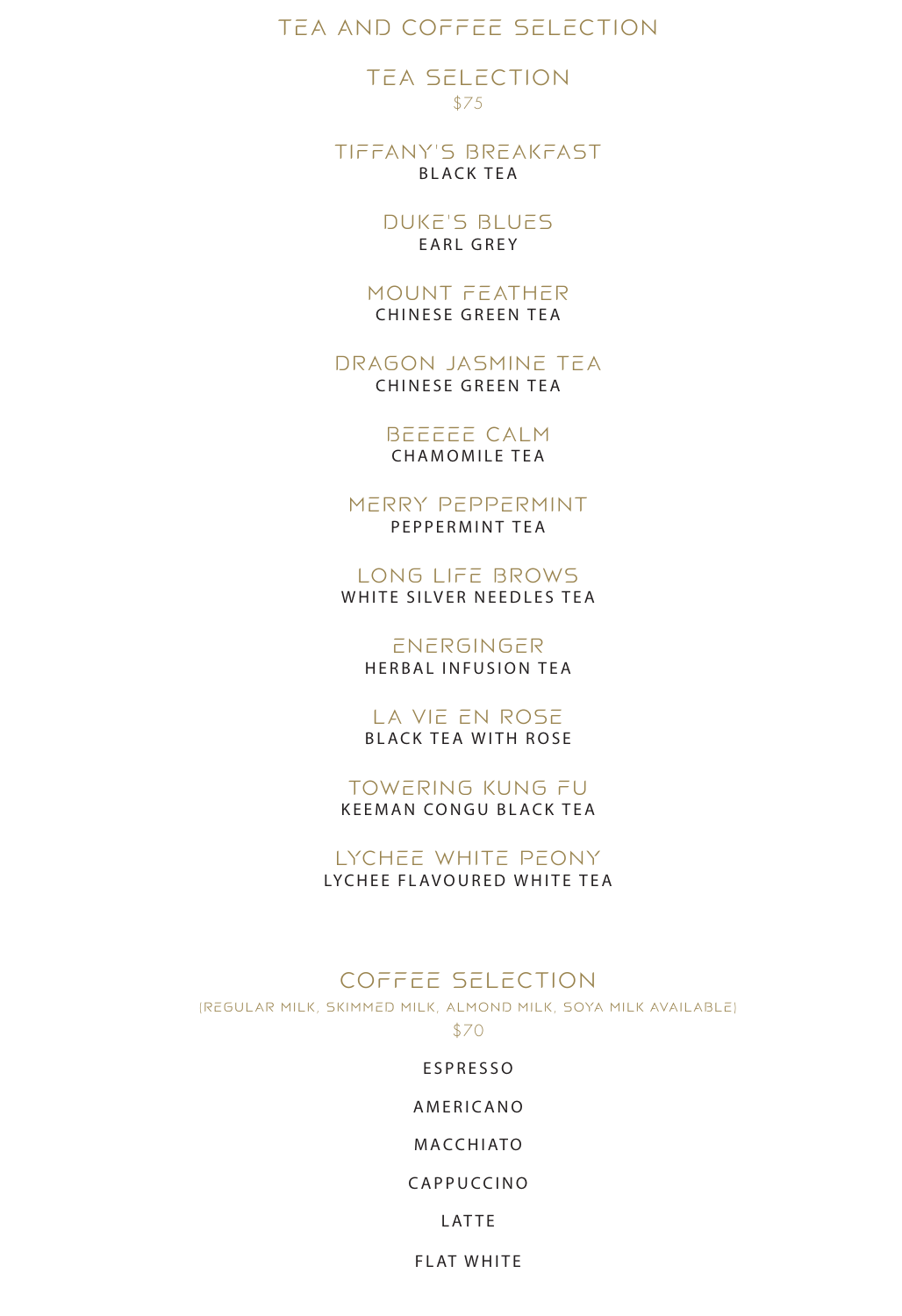# TEA AND COFFEE SELECTION

## TEA SELECTION

$75

**TIFFANY'S BREAKFAST**
BLACK TEA

**DUKE'S BLUES**
EARL GREY

**MOUNT FEATHER**
CHINESE GREEN TEA

**DRAGON JASMINE TEA**
CHINESE GREEN TEA

**BEEEEE CALM**
CHAMOMILE TEA

**MERRY PEPPERMINT**
PEPPERMINT TEA

**LONG LIFE BROWS**
WHITE SILVER NEEDLES TEA

**ENERGINGER**
HERBAL INFUSION TEA

**LA VIE EN ROSE**
BLACK TEA WITH ROSE

**TOWERING KUNG FU**
KEEMAN CONGU BLACK TEA

**LYCHEE WHITE PEONY**
LYCHEE FLAVOURED WHITE TEA

## COFFEE SELECTION

(REGULAR MILK, SKIMMED MILK, ALMOND MILK, SOYA MILK AVAILABLE)

$70

ESPRESSO

AMERICANO

MACCHIATO

CAPPUCCINO

LATTE

FLAT WHITE